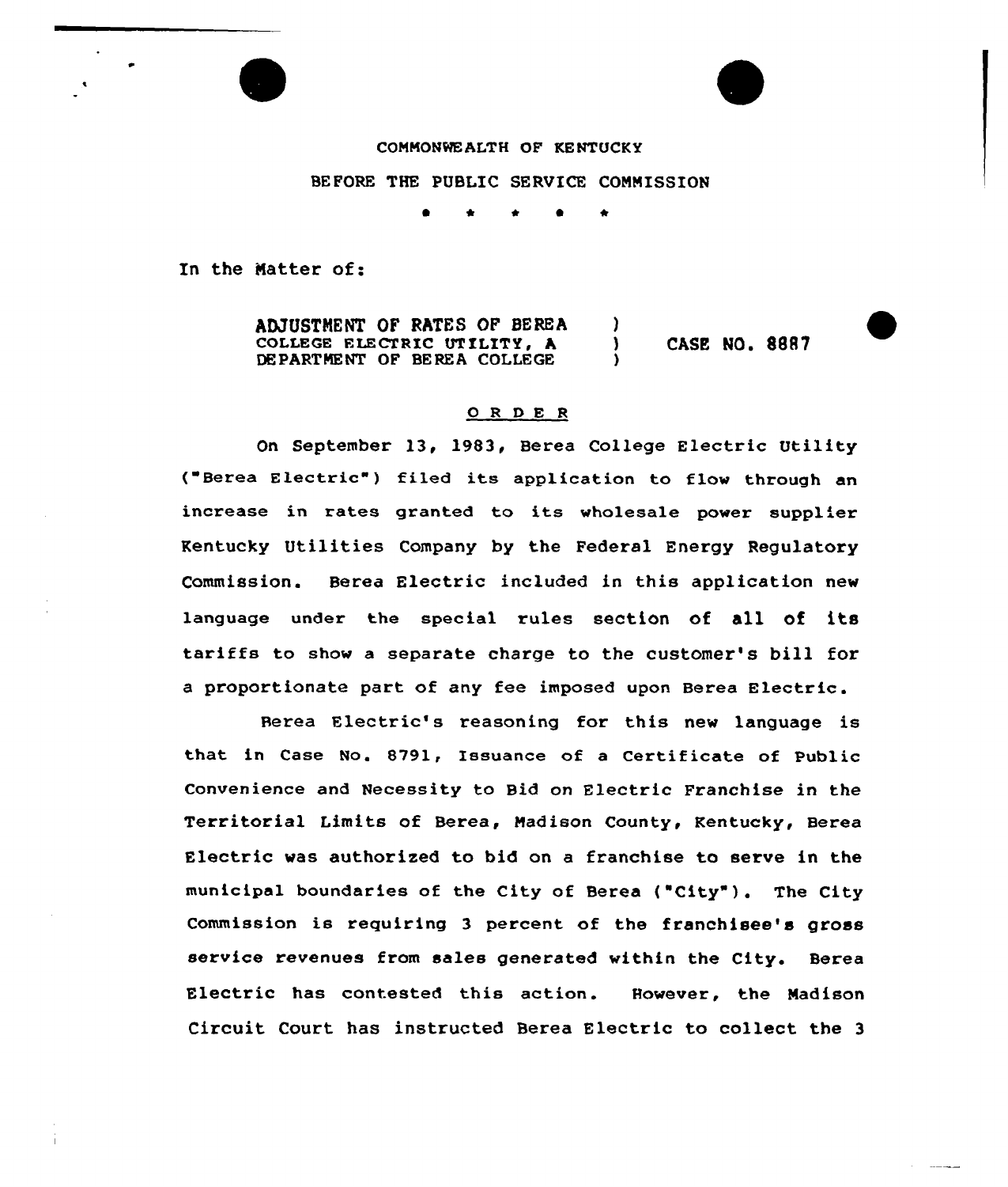COMMONWEALTH OF KENTUCKY

BEFORE THE PUBLIC SERVICE COMMISSION

\* \* \* \* \*

In the Matter of:

| | | |
|---|---|---|
| ADJUSTMENT OF RATES OF BEREA COLLEGE ELECTRIC UTILITY, A DEPARTMENT OF BEREA COLLEGE | ) ) ) | CASE NO. 8887 |

## O R D E R

On September 13, 1983, Berea College Electric Utility ("Berea Electric") filed its application to flow through an increase in rates granted to its wholesale power supplier Kentucky Utilities Company by the Federal Energy Regulatory Commission. Berea Electric included in this application new language under the special rules section of all of its tariffs to show a separate charge to the customer's bill for a proportionate part of any fee imposed upon Berea Electric.

Berea Electric's reasoning for this new language is that in Case No. 8791, Issuance of a Certificate of Public Convenience and Necessity to Bid on Electric Franchise in the Territorial Limits of Berea, Madison County, Kentucky, Berea Electric was authorized to bid on a franchise to serve in the municipal boundaries of the City of Berea ("City"). The City Commission is requiring 3 percent of the franchisee's gross service revenues from sales generated within the City. Berea Electric has contested this action. However, the Madison Circuit Court has instructed Berea Electric to collect the 3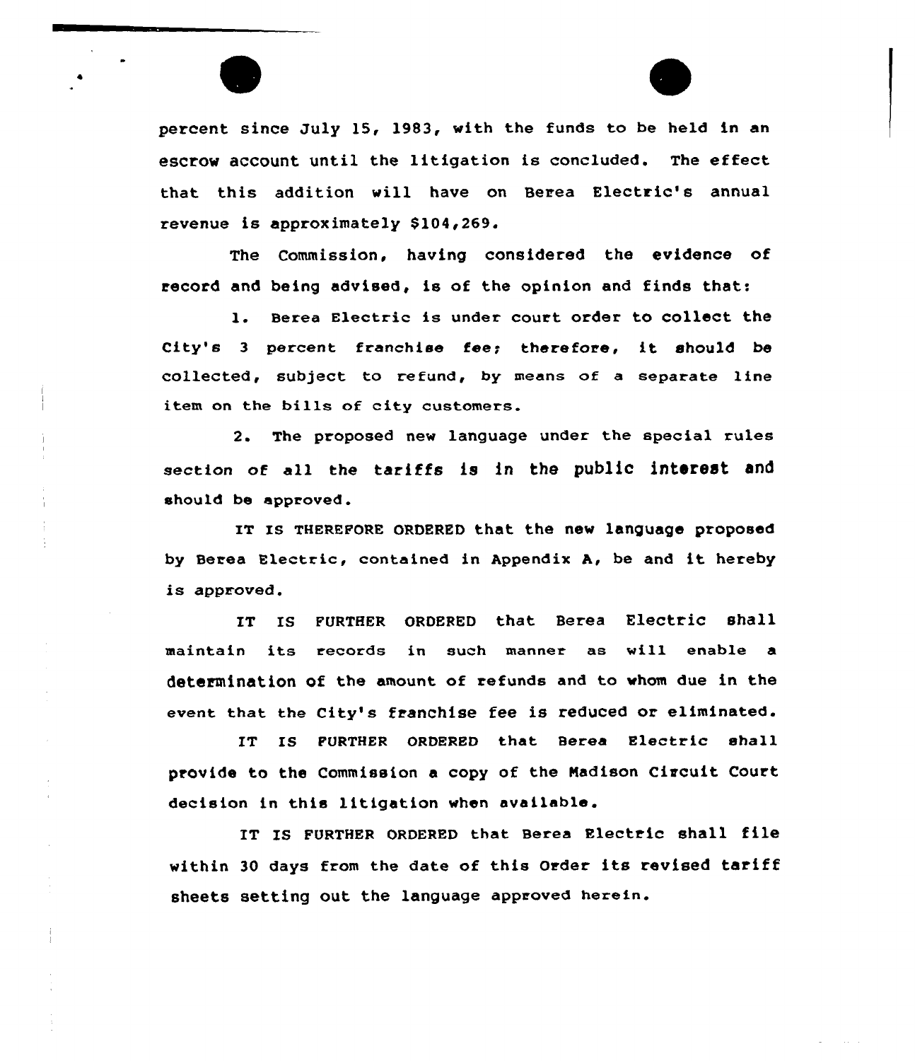percent since July 15, 1983, with the funds to be held in an escrow account until the litigation is concluded. The effect that this addition will have on Berea Electric's annual revenue is approximately $104,269.

The Commission, having considered the evidence of record and being advised, is of the opinion and finds that:

1. Berea Electric is under court order to collect the City's 3 percent franchise fee; therefore, it should be collected, subject to refund, by means of a separate line item on the bills of city customers.

2. The proposed new language under the special rules section of all the tariffs is in the public interest and should be approved.

IT IS THEREFORE ORDERED that the new language proposed by Berea Electric, contained in Appendix A, be and it hereby is approved.

IT IS FURTHER ORDERED that Berea Electric shall maintain its records in such manner as will enable a determination of the amount of refunds and to whom due in the event that the City's franchise fee is reduced or eliminated.

IT IS FURTHER ORDERED that Berea Electric shall provide to the Commission a copy of the Madison Circuit Court decision in this litigation when available.

IT IS FURTHER ORDERED that Berea Electric shall file within 30 days from the date of this Order its revised tariff sheets setting out the language approved herein.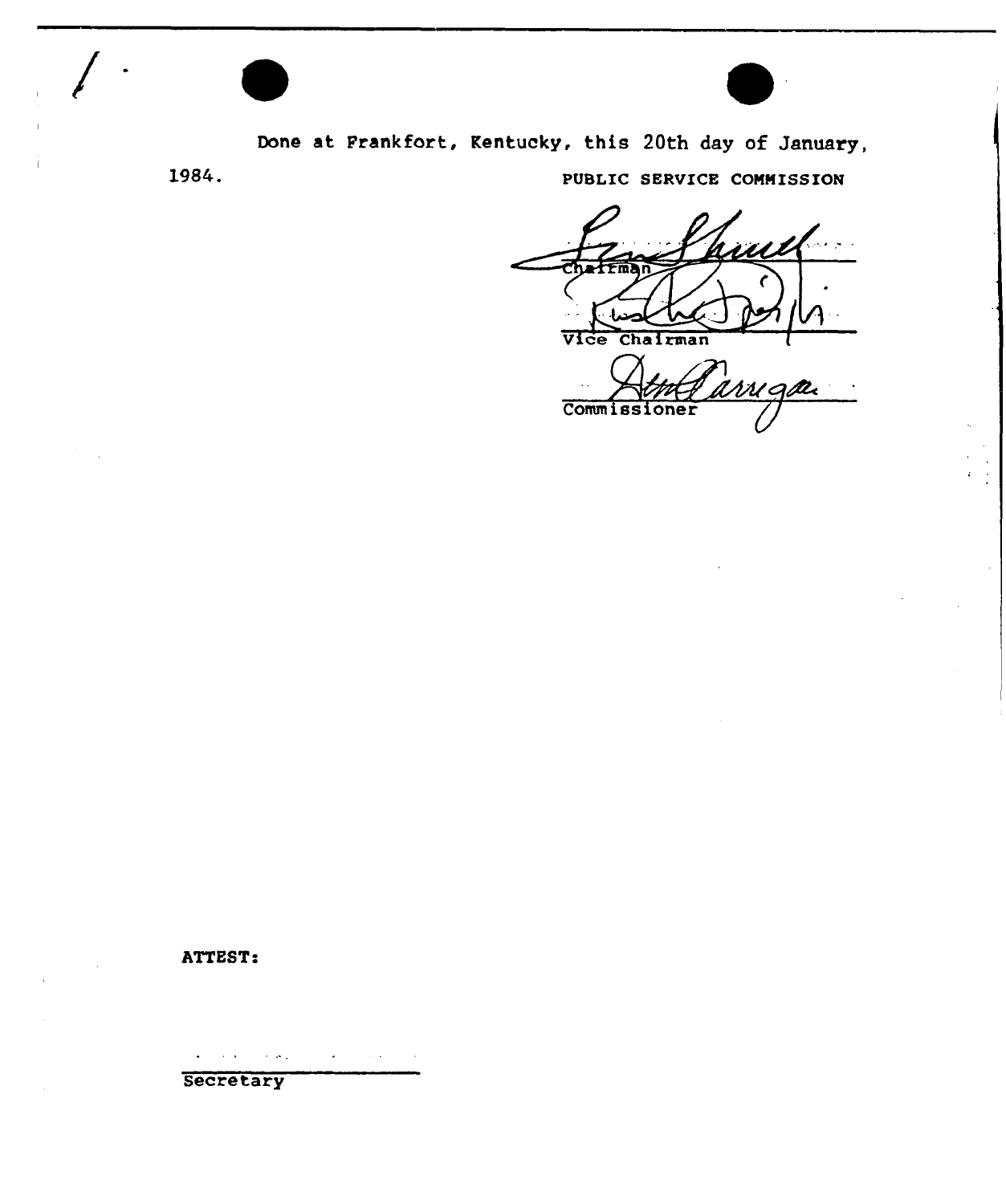Done at Frankfort, Kentucky, this 20th day of January, 1984.

PUBLIC SERVICE COMMISSION

Chairman

Vice Chairman

Commissioner

ATTEST:

Secretary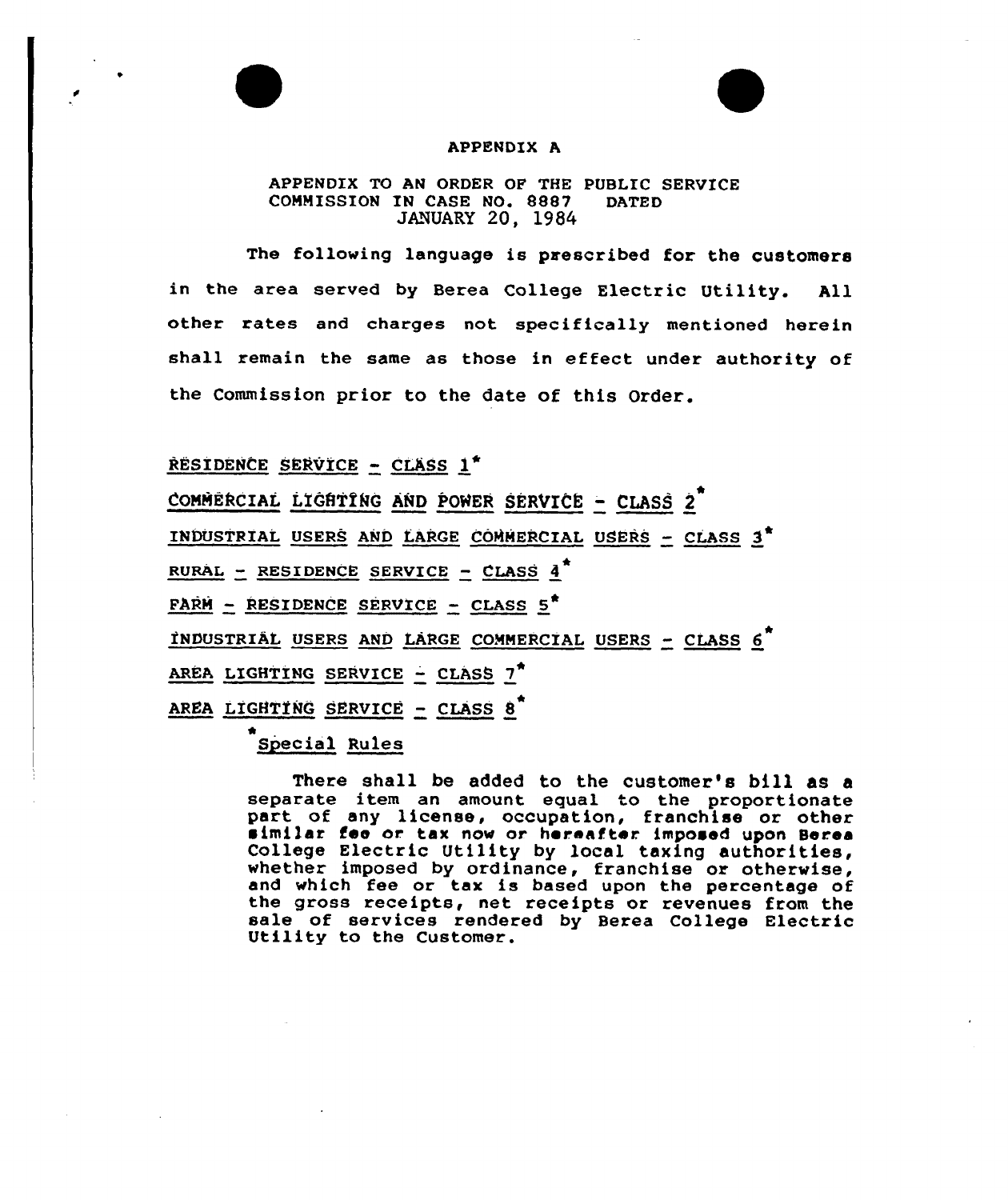# APPENDIX A

APPENDIX TO AN ORDER OF THE PUBLIC SERVICE COMMISSION IN CASE NO. 8887 DATED JANUARY 20, 1984

The following language is prescribed for the customers in the area served by Berea College Electric Utility. All other rates and charges not specifically mentioned herein shall remain the same as those in effect under authority of the Commission prior to the date of this Order.

RESIDENCE SERVICE - CLASS 1*

COMMERCIAL LIGHTING AND POWER SERVICE - CLASS 2*

INDUSTRIAL USERS AND LARGE COMMERCIAL USERS - CLASS 3*

RURAL - RESIDENCE SERVICE - CLASS 4*

FARM - RESIDENCE SERVICE - CLASS 5*

INDUSTRIAL USERS AND LARGE COMMERCIAL USERS - CLASS 6*

AREA LIGHTING SERVICE - CLASS 7*

AREA LIGHTING SERVICE - CLASS 8*

*Special Rules

There shall be added to the customer's bill as a separate item an amount equal to the proportionate part of any license, occupation, franchise or other similar fee or tax now or hereafter imposed upon Berea College Electric Utility by local taxing authorities, whether imposed by ordinance, franchise or otherwise, and which fee or tax is based upon the percentage of the gross receipts, net receipts or revenues from the sale of services rendered by Berea College Electric Utility to the Customer.